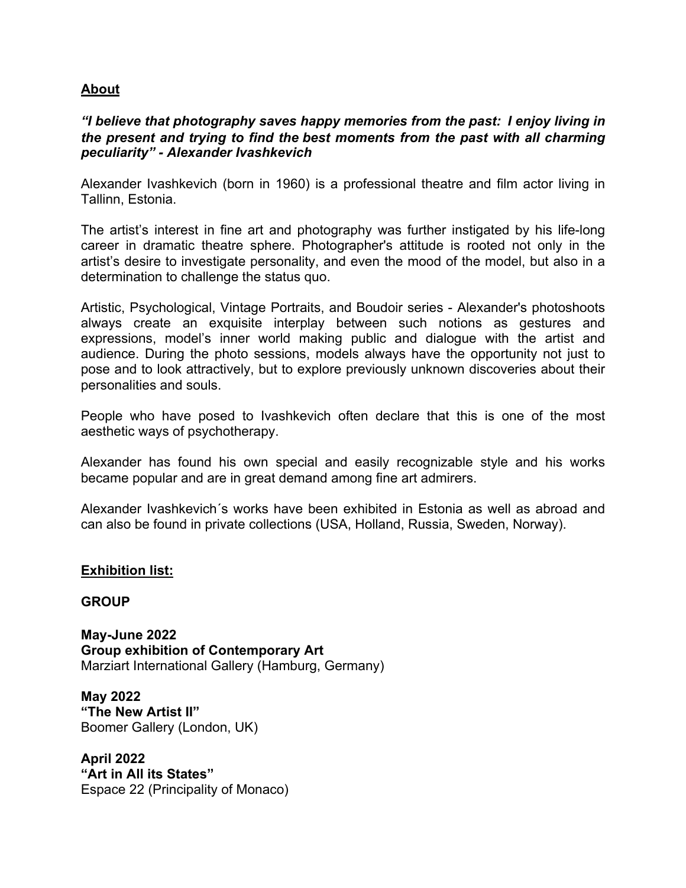## About

***"I believe that photography saves happy memories from the past: I enjoy living in the present and trying to find the best moments from the past with all charming peculiarity" - Alexander Ivashkevich***

Alexander Ivashkevich (born in 1960) is a professional theatre and film actor living in Tallinn, Estonia.

The artist's interest in fine art and photography was further instigated by his life-long career in dramatic theatre sphere. Photographer's attitude is rooted not only in the artist's desire to investigate personality, and even the mood of the model, but also in a determination to challenge the status quo.

Artistic, Psychological, Vintage Portraits, and Boudoir series - Alexander's photoshoots always create an exquisite interplay between such notions as gestures and expressions, model's inner world making public and dialogue with the artist and audience. During the photo sessions, models always have the opportunity not just to pose and to look attractively, but to explore previously unknown discoveries about their personalities and souls.

People who have posed to Ivashkevich often declare that this is one of the most aesthetic ways of psychotherapy.

Alexander has found his own special and easily recognizable style and his works became popular and are in great demand among fine art admirers.

Alexander Ivashkevich´s works have been exhibited in Estonia as well as abroad and can also be found in private collections (USA, Holland, Russia, Sweden, Norway).

## Exhibition list:

### GROUP

**May-June 2022**
**Group exhibition of Contemporary Art**
Marziart International Gallery (Hamburg, Germany)

**May 2022**
**"The New Artist II"**
Boomer Gallery (London, UK)

**April 2022**
**"Art in All its States"**
Espace 22 (Principality of Monaco)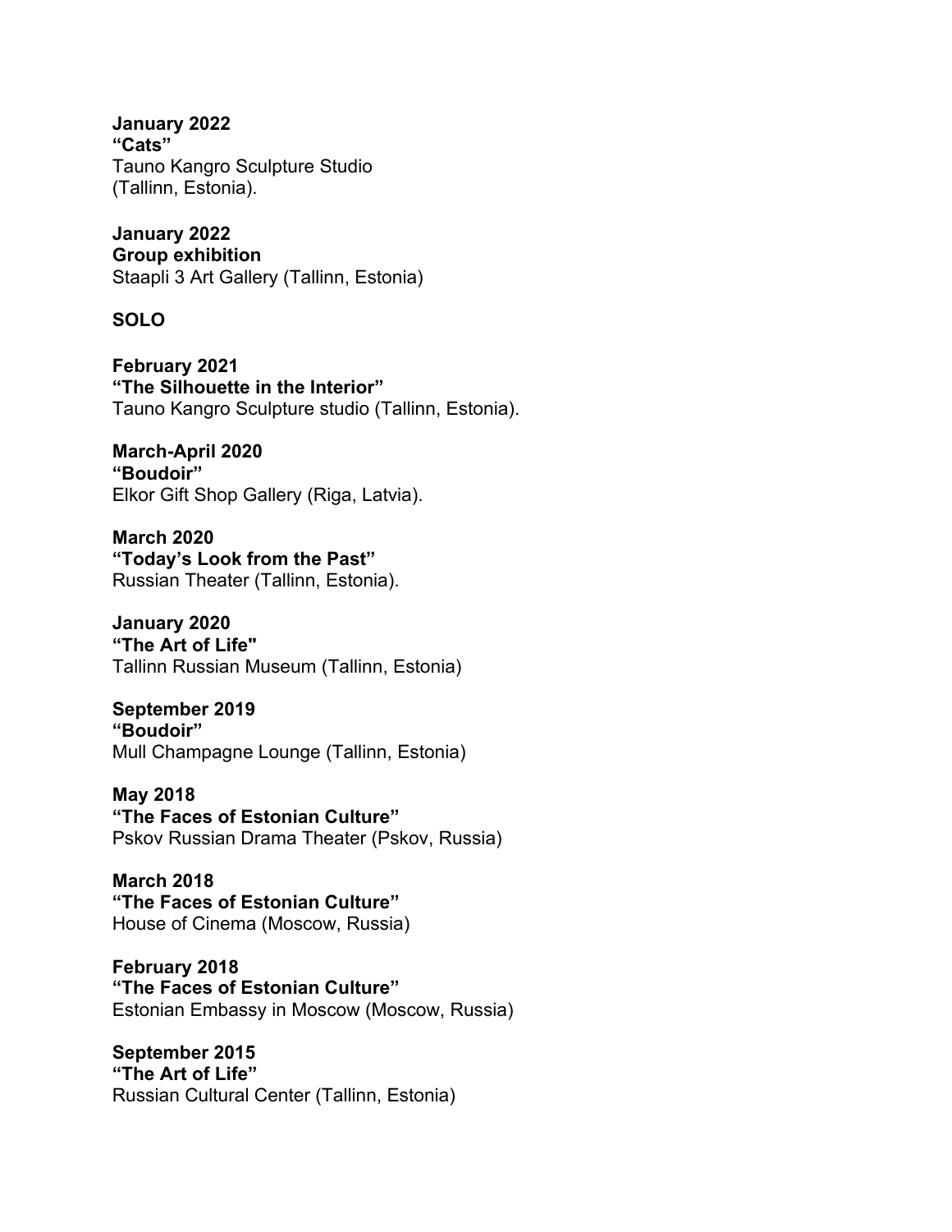**January 2022**
**“Cats”**
Tauno Kangro Sculpture Studio
(Tallinn, Estonia).

**January 2022**
**Group exhibition**
Staapli 3 Art Gallery (Tallinn, Estonia)

**SOLO**

**February 2021**
**“The Silhouette in the Interior”**
Tauno Kangro Sculpture studio (Tallinn, Estonia).

**March-April 2020**
**“Boudoir”**
Elkor Gift Shop Gallery (Riga, Latvia).

**March 2020**
**“Today’s Look from the Past”**
Russian Theater (Tallinn, Estonia).

**January 2020**
**“The Art of Life"**
Tallinn Russian Museum (Tallinn, Estonia)

**September 2019**
**“Boudoir”**
Mull Champagne Lounge (Tallinn, Estonia)

**May 2018**
**“The Faces of Estonian Culture”**
Pskov Russian Drama Theater (Pskov, Russia)

**March 2018**
**“The Faces of Estonian Culture”**
House of Cinema (Moscow, Russia)

**February 2018**
**“The Faces of Estonian Culture”**
Estonian Embassy in Moscow (Moscow, Russia)

**September 2015**
**“The Art of Life”**
Russian Cultural Center (Tallinn, Estonia)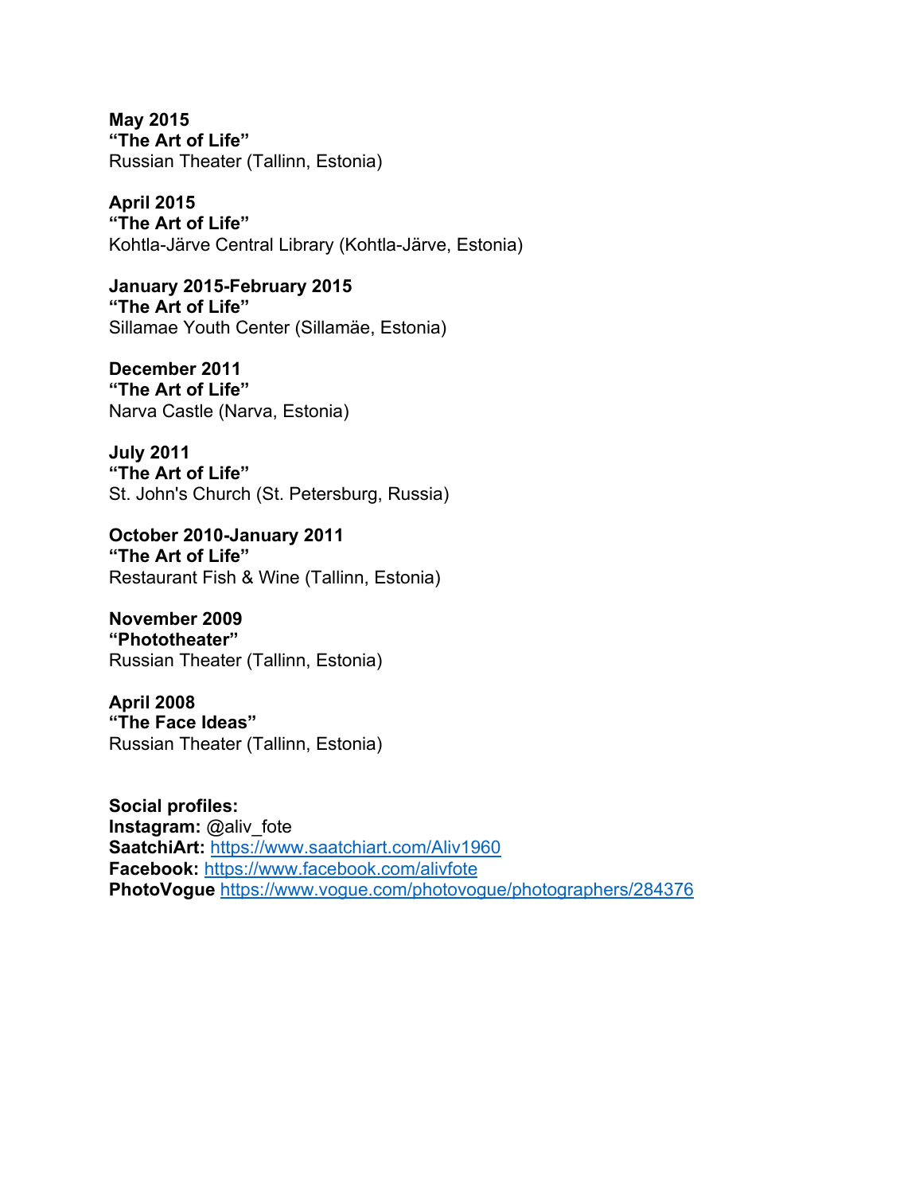**May 2015**
**“The Art of Life”**
Russian Theater (Tallinn, Estonia)

**April 2015**
**“The Art of Life”**
Kohtla-Järve Central Library (Kohtla-Järve, Estonia)

**January 2015-February 2015**
**“The Art of Life”**
Sillamae Youth Center (Sillamäe, Estonia)

**December 2011**
**“The Art of Life”**
Narva Castle (Narva, Estonia)

**July 2011**
**“The Art of Life”**
St. John's Church (St. Petersburg, Russia)

**October 2010-January 2011**
**“The Art of Life”**
Restaurant Fish & Wine (Tallinn, Estonia)

**November 2009**
**“Phototheater”**
Russian Theater (Tallinn, Estonia)

**April 2008**
**“The Face Ideas”**
Russian Theater (Tallinn, Estonia)

**Social profiles:**
**Instagram:** @aliv_fote
**SaatchiArt:** [https://www.saatchiart.com/Aliv1960](https://www.saatchiart.com/Aliv1960)
**Facebook:** [https://www.facebook.com/alivfote](https://www.facebook.com/alivfote)
**PhotoVogue** [https://www.vogue.com/photovogue/photographers/284376](https://www.vogue.com/photovogue/photographers/284376)